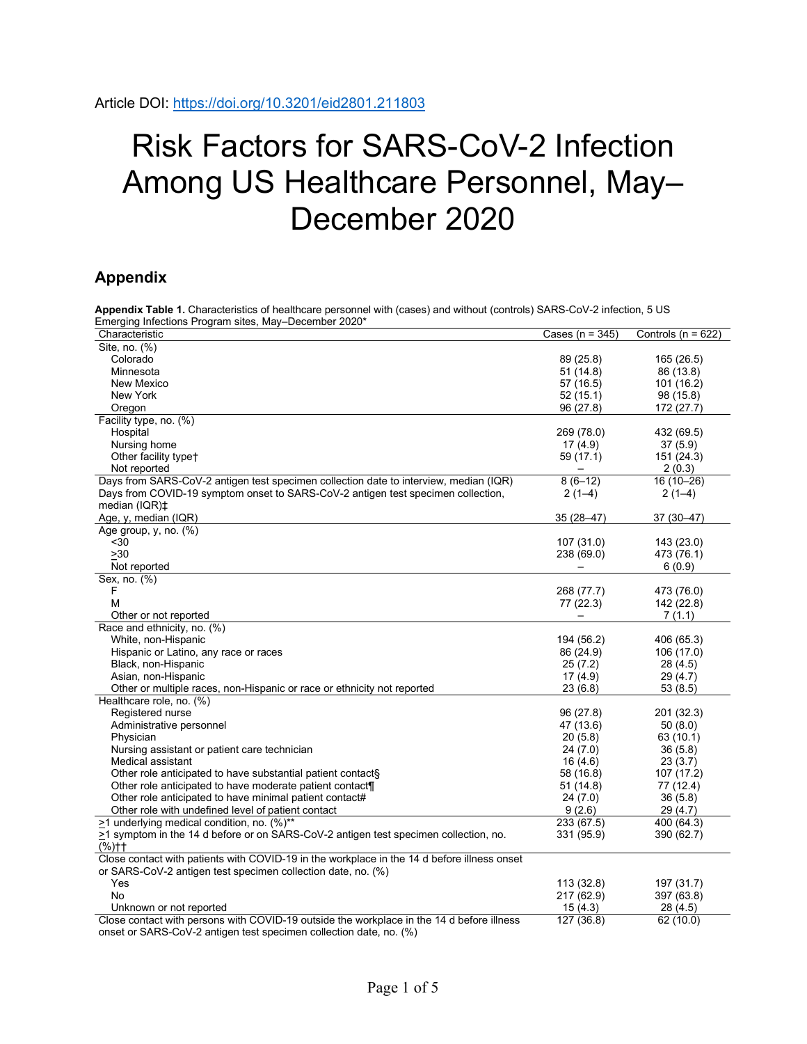Article DOI: https://doi.org/10.3201/eid2801.211803

# Risk Factors for SARS-CoV-2 Infection Among US Healthcare Personnel, May–December 2020

## Appendix

**Appendix Table 1.** Characteristics of healthcare personnel with (cases) and without (controls) SARS-CoV-2 infection, 5 US Emerging Infections Program sites, May–December 2020*

| Characteristic | Cases (n = 345) | Controls (n = 622) |
|---|---|---|
| Site, no. (%) | | |
| Colorado | 89 (25.8) | 165 (26.5) |
| Minnesota | 51 (14.8) | 86 (13.8) |
| New Mexico | 57 (16.5) | 101 (16.2) |
| New York | 52 (15.1) | 98 (15.8) |
| Oregon | 96 (27.8) | 172 (27.7) |
| Facility type, no. (%) | | |
| Hospital | 269 (78.0) | 432 (69.5) |
| Nursing home | 17 (4.9) | 37 (5.9) |
| Other facility type† | 59 (17.1) | 151 (24.3) |
| Not reported | – | 2 (0.3) |
| Days from SARS-CoV-2 antigen test specimen collection date to interview, median (IQR) | 8 (6–12) | 16 (10–26) |
| Days from COVID-19 symptom onset to SARS-CoV-2 antigen test specimen collection, median (IQR)‡ | 2 (1–4) | 2 (1–4) |
| Age, y, median (IQR) | 35 (28–47) | 37 (30–47) |
| Age group, y, no. (%) | | |
| <30 | 107 (31.0) | 143 (23.0) |
| ≥30 | 238 (69.0) | 473 (76.1) |
| Not reported | – | 6 (0.9) |
| Sex, no. (%) | | |
| F | 268 (77.7) | 473 (76.0) |
| M | 77 (22.3) | 142 (22.8) |
| Other or not reported | – | 7 (1.1) |
| Race and ethnicity, no. (%) | | |
| White, non-Hispanic | 194 (56.2) | 406 (65.3) |
| Hispanic or Latino, any race or races | 86 (24.9) | 106 (17.0) |
| Black, non-Hispanic | 25 (7.2) | 28 (4.5) |
| Asian, non-Hispanic | 17 (4.9) | 29 (4.7) |
| Other or multiple races, non-Hispanic or race or ethnicity not reported | 23 (6.8) | 53 (8.5) |
| Healthcare role, no. (%) | | |
| Registered nurse | 96 (27.8) | 201 (32.3) |
| Administrative personnel | 47 (13.6) | 50 (8.0) |
| Physician | 20 (5.8) | 63 (10.1) |
| Nursing assistant or patient care technician | 24 (7.0) | 36 (5.8) |
| Medical assistant | 16 (4.6) | 23 (3.7) |
| Other role anticipated to have substantial patient contact§ | 58 (16.8) | 107 (17.2) |
| Other role anticipated to have moderate patient contact¶ | 51 (14.8) | 77 (12.4) |
| Other role anticipated to have minimal patient contact# | 24 (7.0) | 36 (5.8) |
| Other role with undefined level of patient contact | 9 (2.6) | 29 (4.7) |
| ≥1 underlying medical condition, no. (%)** | 233 (67.5) | 400 (64.3) |
| ≥1 symptom in the 14 d before or on SARS-CoV-2 antigen test specimen collection, no. (%)†† | 331 (95.9) | 390 (62.7) |
| Close contact with patients with COVID-19 in the workplace in the 14 d before illness onset or SARS-CoV-2 antigen test specimen collection date, no. (%) | | |
| Yes | 113 (32.8) | 197 (31.7) |
| No | 217 (62.9) | 397 (63.8) |
| Unknown or not reported | 15 (4.3) | 28 (4.5) |
| Close contact with persons with COVID-19 outside the workplace in the 14 d before illness onset or SARS-CoV-2 antigen test specimen collection date, no. (%) | 127 (36.8) | 62 (10.0) |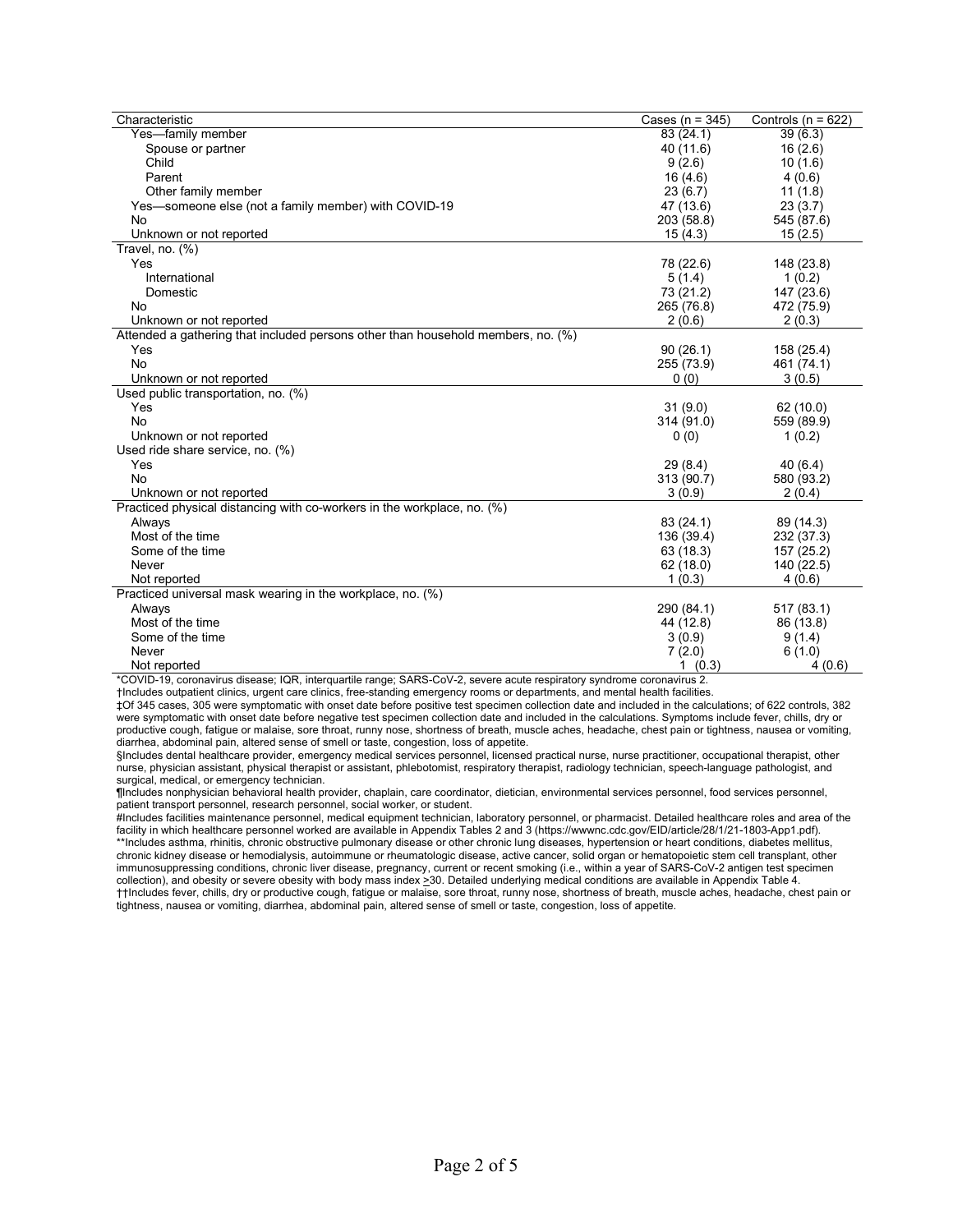| Characteristic | Cases (n = 345) | Controls (n = 622) |
|---|---|---|
| Yes—family member | 83 (24.1) | 39 (6.3) |
| Spouse or partner | 40 (11.6) | 16 (2.6) |
| Child | 9 (2.6) | 10 (1.6) |
| Parent | 16 (4.6) | 4 (0.6) |
| Other family member | 23 (6.7) | 11 (1.8) |
| Yes—someone else (not a family member) with COVID-19 | 47 (13.6) | 23 (3.7) |
| No | 203 (58.8) | 545 (87.6) |
| Unknown or not reported | 15 (4.3) | 15 (2.5) |
| Travel, no. (%) | | |
| Yes | 78 (22.6) | 148 (23.8) |
| International | 5 (1.4) | 1 (0.2) |
| Domestic | 73 (21.2) | 147 (23.6) |
| No | 265 (76.8) | 472 (75.9) |
| Unknown or not reported | 2 (0.6) | 2 (0.3) |
| Attended a gathering that included persons other than household members, no. (%) | | |
| Yes | 90 (26.1) | 158 (25.4) |
| No | 255 (73.9) | 461 (74.1) |
| Unknown or not reported | 0 (0) | 3 (0.5) |
| Used public transportation, no. (%) | | |
| Yes | 31 (9.0) | 62 (10.0) |
| No | 314 (91.0) | 559 (89.9) |
| Unknown or not reported | 0 (0) | 1 (0.2) |
| Used ride share service, no. (%) | | |
| Yes | 29 (8.4) | 40 (6.4) |
| No | 313 (90.7) | 580 (93.2) |
| Unknown or not reported | 3 (0.9) | 2 (0.4) |
| Practiced physical distancing with co-workers in the workplace, no. (%) | | |
| Always | 83 (24.1) | 89 (14.3) |
| Most of the time | 136 (39.4) | 232 (37.3) |
| Some of the time | 63 (18.3) | 157 (25.2) |
| Never | 62 (18.0) | 140 (22.5) |
| Not reported | 1 (0.3) | 4 (0.6) |
| Practiced universal mask wearing in the workplace, no. (%) | | |
| Always | 290 (84.1) | 517 (83.1) |
| Most of the time | 44 (12.8) | 86 (13.8) |
| Some of the time | 3 (0.9) | 9 (1.4) |
| Never | 7 (2.0) | 6 (1.0) |
| Not reported | 1 (0.3) | 4 (0.6) |

*COVID-19, coronavirus disease; IQR, interquartile range; SARS-CoV-2, severe acute respiratory syndrome coronavirus 2.

†Includes outpatient clinics, urgent care clinics, free-standing emergency rooms or departments, and mental health facilities.

‡Of 345 cases, 305 were symptomatic with onset date before positive test specimen collection date and included in the calculations; of 622 controls, 382 were symptomatic with onset date before negative test specimen collection date and included in the calculations. Symptoms include fever, chills, dry or productive cough, fatigue or malaise, sore throat, runny nose, shortness of breath, muscle aches, headache, chest pain or tightness, nausea or vomiting, diarrhea, abdominal pain, altered sense of smell or taste, congestion, loss of appetite.

§Includes dental healthcare provider, emergency medical services personnel, licensed practical nurse, nurse practitioner, occupational therapist, other nurse, physician assistant, physical therapist or assistant, phlebotomist, respiratory therapist, radiology technician, speech-language pathologist, and surgical, medical, or emergency technician.

¶Includes nonphysician behavioral health provider, chaplain, care coordinator, dietician, environmental services personnel, food services personnel, patient transport personnel, research personnel, social worker, or student.

#Includes facilities maintenance personnel, medical equipment technician, laboratory personnel, or pharmacist. Detailed healthcare roles and area of the facility in which healthcare personnel worked are available in Appendix Tables 2 and 3 (https://wwwnc.cdc.gov/EID/article/28/1/21-1803-App1.pdf).

**Includes asthma, rhinitis, chronic obstructive pulmonary disease or other chronic lung diseases, hypertension or heart conditions, diabetes mellitus, chronic kidney disease or hemodialysis, autoimmune or rheumatologic disease, active cancer, solid organ or hematopoietic stem cell transplant, other immunosuppressing conditions, chronic liver disease, pregnancy, current or recent smoking (i.e., within a year of SARS-CoV-2 antigen test specimen collection), and obesity or severe obesity with body mass index ≥30. Detailed underlying medical conditions are available in Appendix Table 4.

††Includes fever, chills, dry or productive cough, fatigue or malaise, sore throat, runny nose, shortness of breath, muscle aches, headache, chest pain or tightness, nausea or vomiting, diarrhea, abdominal pain, altered sense of smell or taste, congestion, loss of appetite.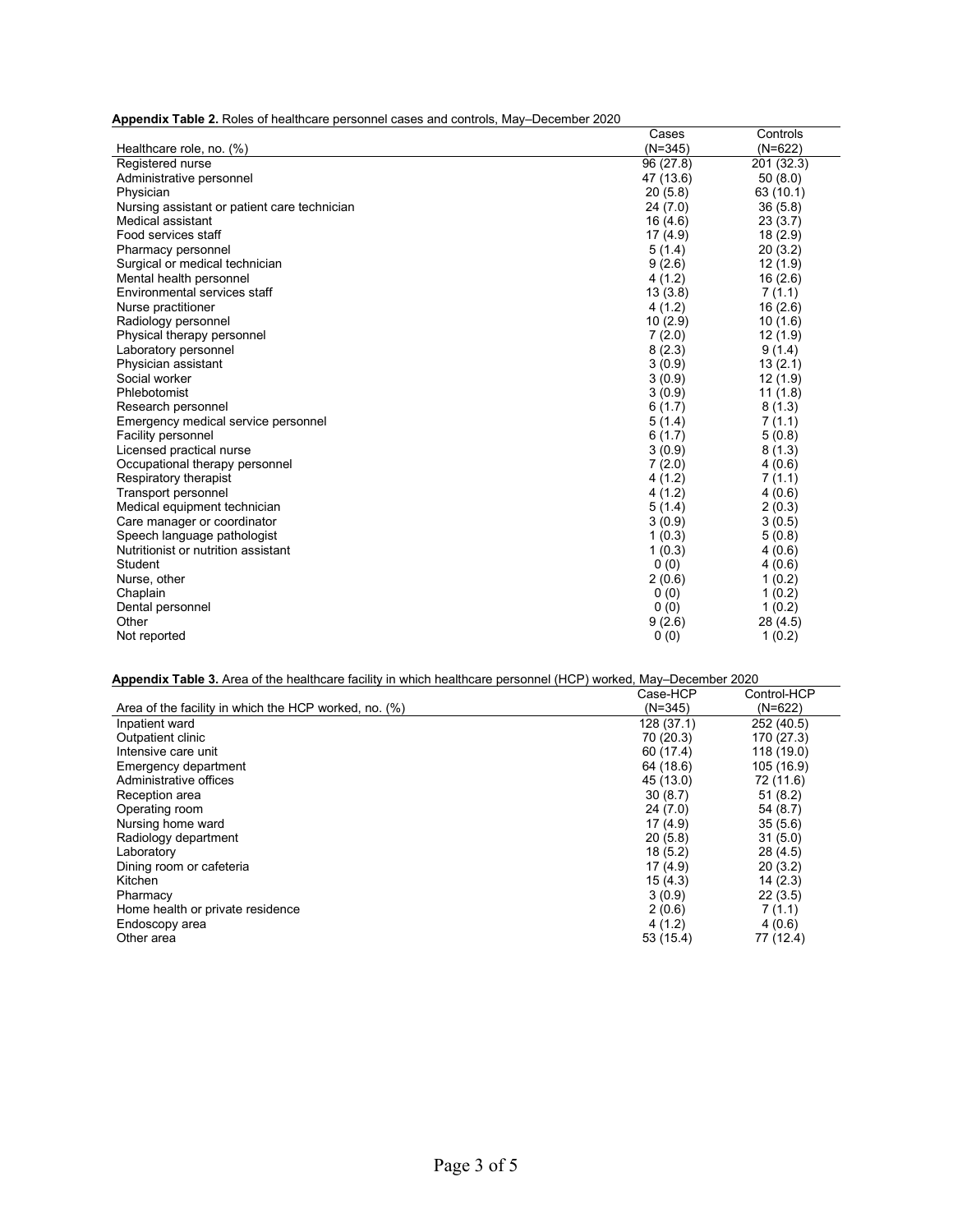**Appendix Table 2.** Roles of healthcare personnel cases and controls, May–December 2020

| Healthcare role, no. (%) | Cases (N=345) | Controls (N=622) |
|---|---|---|
| Registered nurse | 96 (27.8) | 201 (32.3) |
| Administrative personnel | 47 (13.6) | 50 (8.0) |
| Physician | 20 (5.8) | 63 (10.1) |
| Nursing assistant or patient care technician | 24 (7.0) | 36 (5.8) |
| Medical assistant | 16 (4.6) | 23 (3.7) |
| Food services staff | 17 (4.9) | 18 (2.9) |
| Pharmacy personnel | 5 (1.4) | 20 (3.2) |
| Surgical or medical technician | 9 (2.6) | 12 (1.9) |
| Mental health personnel | 4 (1.2) | 16 (2.6) |
| Environmental services staff | 13 (3.8) | 7 (1.1) |
| Nurse practitioner | 4 (1.2) | 16 (2.6) |
| Radiology personnel | 10 (2.9) | 10 (1.6) |
| Physical therapy personnel | 7 (2.0) | 12 (1.9) |
| Laboratory personnel | 8 (2.3) | 9 (1.4) |
| Physician assistant | 3 (0.9) | 13 (2.1) |
| Social worker | 3 (0.9) | 12 (1.9) |
| Phlebotomist | 3 (0.9) | 11 (1.8) |
| Research personnel | 6 (1.7) | 8 (1.3) |
| Emergency medical service personnel | 5 (1.4) | 7 (1.1) |
| Facility personnel | 6 (1.7) | 5 (0.8) |
| Licensed practical nurse | 3 (0.9) | 8 (1.3) |
| Occupational therapy personnel | 7 (2.0) | 4 (0.6) |
| Respiratory therapist | 4 (1.2) | 7 (1.1) |
| Transport personnel | 4 (1.2) | 4 (0.6) |
| Medical equipment technician | 5 (1.4) | 2 (0.3) |
| Care manager or coordinator | 3 (0.9) | 3 (0.5) |
| Speech language pathologist | 1 (0.3) | 5 (0.8) |
| Nutritionist or nutrition assistant | 1 (0.3) | 4 (0.6) |
| Student | 0 (0) | 4 (0.6) |
| Nurse, other | 2 (0.6) | 1 (0.2) |
| Chaplain | 0 (0) | 1 (0.2) |
| Dental personnel | 0 (0) | 1 (0.2) |
| Other | 9 (2.6) | 28 (4.5) |
| Not reported | 0 (0) | 1 (0.2) |

**Appendix Table 3.** Area of the healthcare facility in which healthcare personnel (HCP) worked, May–December 2020

| Area of the facility in which the HCP worked, no. (%) | Case-HCP (N=345) | Control-HCP (N=622) |
|---|---|---|
| Inpatient ward | 128 (37.1) | 252 (40.5) |
| Outpatient clinic | 70 (20.3) | 170 (27.3) |
| Intensive care unit | 60 (17.4) | 118 (19.0) |
| Emergency department | 64 (18.6) | 105 (16.9) |
| Administrative offices | 45 (13.0) | 72 (11.6) |
| Reception area | 30 (8.7) | 51 (8.2) |
| Operating room | 24 (7.0) | 54 (8.7) |
| Nursing home ward | 17 (4.9) | 35 (5.6) |
| Radiology department | 20 (5.8) | 31 (5.0) |
| Laboratory | 18 (5.2) | 28 (4.5) |
| Dining room or cafeteria | 17 (4.9) | 20 (3.2) |
| Kitchen | 15 (4.3) | 14 (2.3) |
| Pharmacy | 3 (0.9) | 22 (3.5) |
| Home health or private residence | 2 (0.6) | 7 (1.1) |
| Endoscopy area | 4 (1.2) | 4 (0.6) |
| Other area | 53 (15.4) | 77 (12.4) |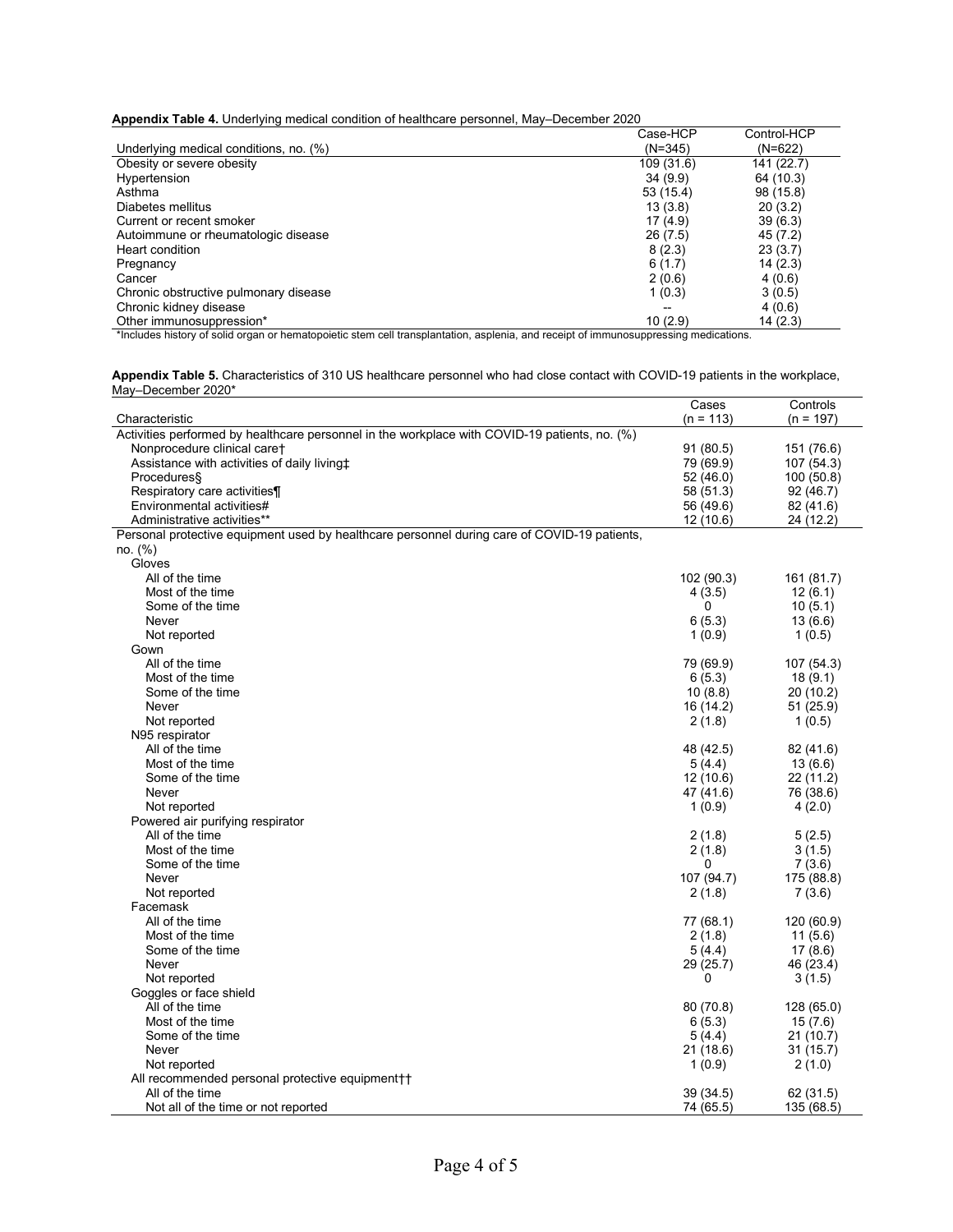**Appendix Table 4.** Underlying medical condition of healthcare personnel, May–December 2020

| Underlying medical conditions, no. (%) | Case-HCP (N=345) | Control-HCP (N=622) |
|---|---|---|
| Obesity or severe obesity | 109 (31.6) | 141 (22.7) |
| Hypertension | 34 (9.9) | 64 (10.3) |
| Asthma | 53 (15.4) | 98 (15.8) |
| Diabetes mellitus | 13 (3.8) | 20 (3.2) |
| Current or recent smoker | 17 (4.9) | 39 (6.3) |
| Autoimmune or rheumatologic disease | 26 (7.5) | 45 (7.2) |
| Heart condition | 8 (2.3) | 23 (3.7) |
| Pregnancy | 6 (1.7) | 14 (2.3) |
| Cancer | 2 (0.6) | 4 (0.6) |
| Chronic obstructive pulmonary disease | 1 (0.3) | 3 (0.5) |
| Chronic kidney disease | -- | 4 (0.6) |
| Other immunosuppression* | 10 (2.9) | 14 (2.3) |

*Includes history of solid organ or hematopoietic stem cell transplantation, asplenia, and receipt of immunosuppressing medications.

**Appendix Table 5.** Characteristics of 310 US healthcare personnel who had close contact with COVID-19 patients in the workplace, May–December 2020*

| Characteristic | Cases (n = 113) | Controls (n = 197) |
|---|---|---|
| Activities performed by healthcare personnel in the workplace with COVID-19 patients, no. (%) | | |
| Nonprocedure clinical care† | 91 (80.5) | 151 (76.6) |
| Assistance with activities of daily living‡ | 79 (69.9) | 107 (54.3) |
| Procedures§ | 52 (46.0) | 100 (50.8) |
| Respiratory care activities¶ | 58 (51.3) | 92 (46.7) |
| Environmental activities# | 56 (49.6) | 82 (41.6) |
| Administrative activities** | 12 (10.6) | 24 (12.2) |
| Personal protective equipment used by healthcare personnel during care of COVID-19 patients, no. (%) | | |
| Gloves | | |
| All of the time | 102 (90.3) | 161 (81.7) |
| Most of the time | 4 (3.5) | 12 (6.1) |
| Some of the time | 0 | 10 (5.1) |
| Never | 6 (5.3) | 13 (6.6) |
| Not reported | 1 (0.9) | 1 (0.5) |
| Gown | | |
| All of the time | 79 (69.9) | 107 (54.3) |
| Most of the time | 6 (5.3) | 18 (9.1) |
| Some of the time | 10 (8.8) | 20 (10.2) |
| Never | 16 (14.2) | 51 (25.9) |
| Not reported | 2 (1.8) | 1 (0.5) |
| N95 respirator | | |
| All of the time | 48 (42.5) | 82 (41.6) |
| Most of the time | 5 (4.4) | 13 (6.6) |
| Some of the time | 12 (10.6) | 22 (11.2) |
| Never | 47 (41.6) | 76 (38.6) |
| Not reported | 1 (0.9) | 4 (2.0) |
| Powered air purifying respirator | | |
| All of the time | 2 (1.8) | 5 (2.5) |
| Most of the time | 2 (1.8) | 3 (1.5) |
| Some of the time | 0 | 7 (3.6) |
| Never | 107 (94.7) | 175 (88.8) |
| Not reported | 2 (1.8) | 7 (3.6) |
| Facemask | | |
| All of the time | 77 (68.1) | 120 (60.9) |
| Most of the time | 2 (1.8) | 11 (5.6) |
| Some of the time | 5 (4.4) | 17 (8.6) |
| Never | 29 (25.7) | 46 (23.4) |
| Not reported | 0 | 3 (1.5) |
| Goggles or face shield | | |
| All of the time | 80 (70.8) | 128 (65.0) |
| Most of the time | 6 (5.3) | 15 (7.6) |
| Some of the time | 5 (4.4) | 21 (10.7) |
| Never | 21 (18.6) | 31 (15.7) |
| Not reported | 1 (0.9) | 2 (1.0) |
| All recommended personal protective equipment†† | | |
| All of the time | 39 (34.5) | 62 (31.5) |
| Not all of the time or not reported | 74 (65.5) | 135 (68.5) |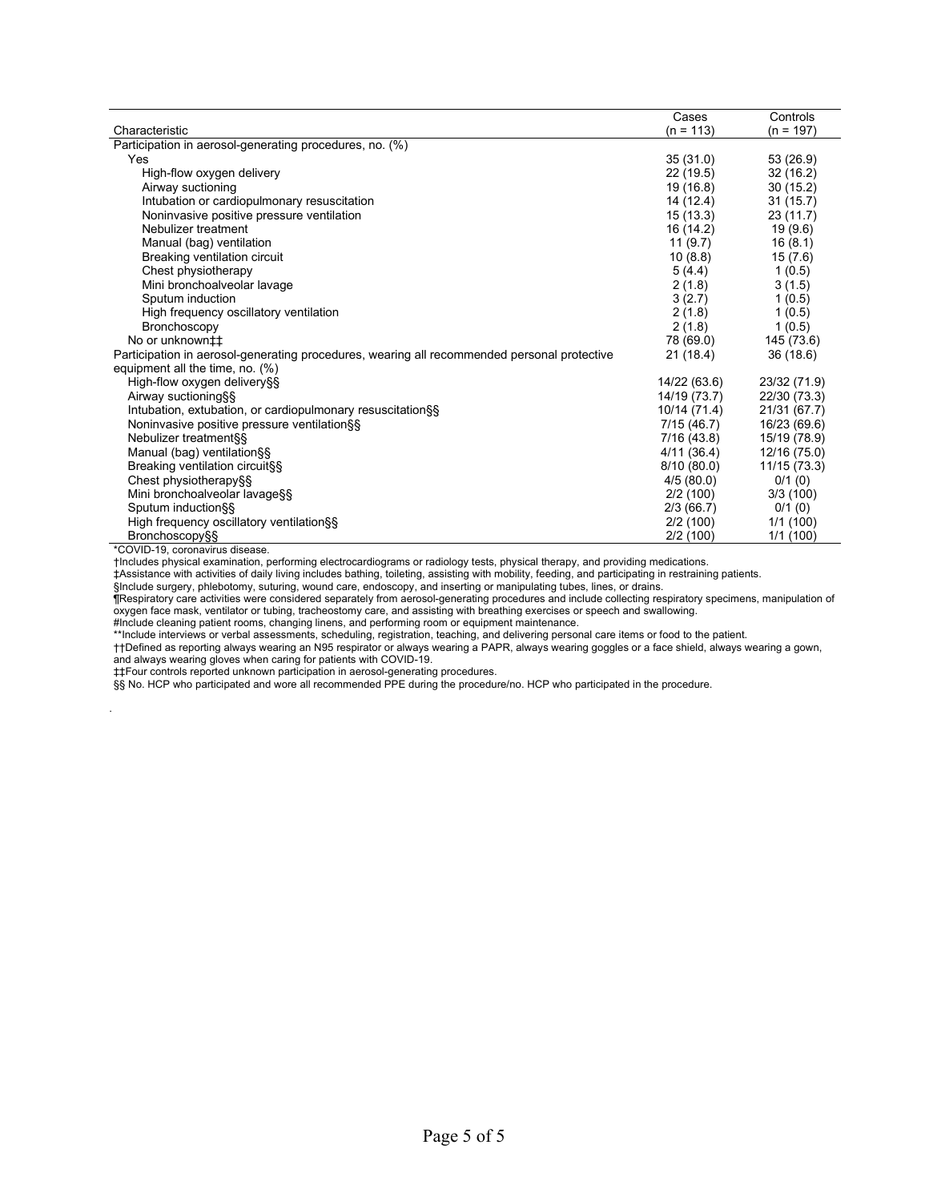| Characteristic | Cases (n = 113) | Controls (n = 197) |
|---|---|---|
| Participation in aerosol-generating procedures, no. (%) | | |
| Yes | 35 (31.0) | 53 (26.9) |
| High-flow oxygen delivery | 22 (19.5) | 32 (16.2) |
| Airway suctioning | 19 (16.8) | 30 (15.2) |
| Intubation or cardiopulmonary resuscitation | 14 (12.4) | 31 (15.7) |
| Noninvasive positive pressure ventilation | 15 (13.3) | 23 (11.7) |
| Nebulizer treatment | 16 (14.2) | 19 (9.6) |
| Manual (bag) ventilation | 11 (9.7) | 16 (8.1) |
| Breaking ventilation circuit | 10 (8.8) | 15 (7.6) |
| Chest physiotherapy | 5 (4.4) | 1 (0.5) |
| Mini bronchoalveolar lavage | 2 (1.8) | 3 (1.5) |
| Sputum induction | 3 (2.7) | 1 (0.5) |
| High frequency oscillatory ventilation | 2 (1.8) | 1 (0.5) |
| Bronchoscopy | 2 (1.8) | 1 (0.5) |
| No or unknown‡‡ | 78 (69.0) | 145 (73.6) |
| Participation in aerosol-generating procedures, wearing all recommended personal protective equipment all the time, no. (%) | 21 (18.4) | 36 (18.6) |
| High-flow oxygen delivery§§ | 14/22 (63.6) | 23/32 (71.9) |
| Airway suctioning§§ | 14/19 (73.7) | 22/30 (73.3) |
| Intubation, extubation, or cardiopulmonary resuscitation§§ | 10/14 (71.4) | 21/31 (67.7) |
| Noninvasive positive pressure ventilation§§ | 7/15 (46.7) | 16/23 (69.6) |
| Nebulizer treatment§§ | 7/16 (43.8) | 15/19 (78.9) |
| Manual (bag) ventilation§§ | 4/11 (36.4) | 12/16 (75.0) |
| Breaking ventilation circuit§§ | 8/10 (80.0) | 11/15 (73.3) |
| Chest physiotherapy§§ | 4/5 (80.0) | 0/1 (0) |
| Mini bronchoalveolar lavage§§ | 2/2 (100) | 3/3 (100) |
| Sputum induction§§ | 2/3 (66.7) | 0/1 (0) |
| High frequency oscillatory ventilation§§ | 2/2 (100) | 1/1 (100) |
| Bronchoscopy§§ | 2/2 (100) | 1/1 (100) |

*COVID-19, coronavirus disease.

†Includes physical examination, performing electrocardiograms or radiology tests, physical therapy, and providing medications.

‡Assistance with activities of daily living includes bathing, toileting, assisting with mobility, feeding, and participating in restraining patients.

§Include surgery, phlebotomy, suturing, wound care, endoscopy, and inserting or manipulating tubes, lines, or drains.

¶Respiratory care activities were considered separately from aerosol-generating procedures and include collecting respiratory specimens, manipulation of oxygen face mask, ventilator or tubing, tracheostomy care, and assisting with breathing exercises or speech and swallowing.

#Include cleaning patient rooms, changing linens, and performing room or equipment maintenance.

**Include interviews or verbal assessments, scheduling, registration, teaching, and delivering personal care items or food to the patient.

††Defined as reporting always wearing an N95 respirator or always wearing a PAPR, always wearing goggles or a face shield, always wearing a gown, and always wearing gloves when caring for patients with COVID-19.

‡‡Four controls reported unknown participation in aerosol-generating procedures.

§§ No. HCP who participated and wore all recommended PPE during the procedure/no. HCP who participated in the procedure.